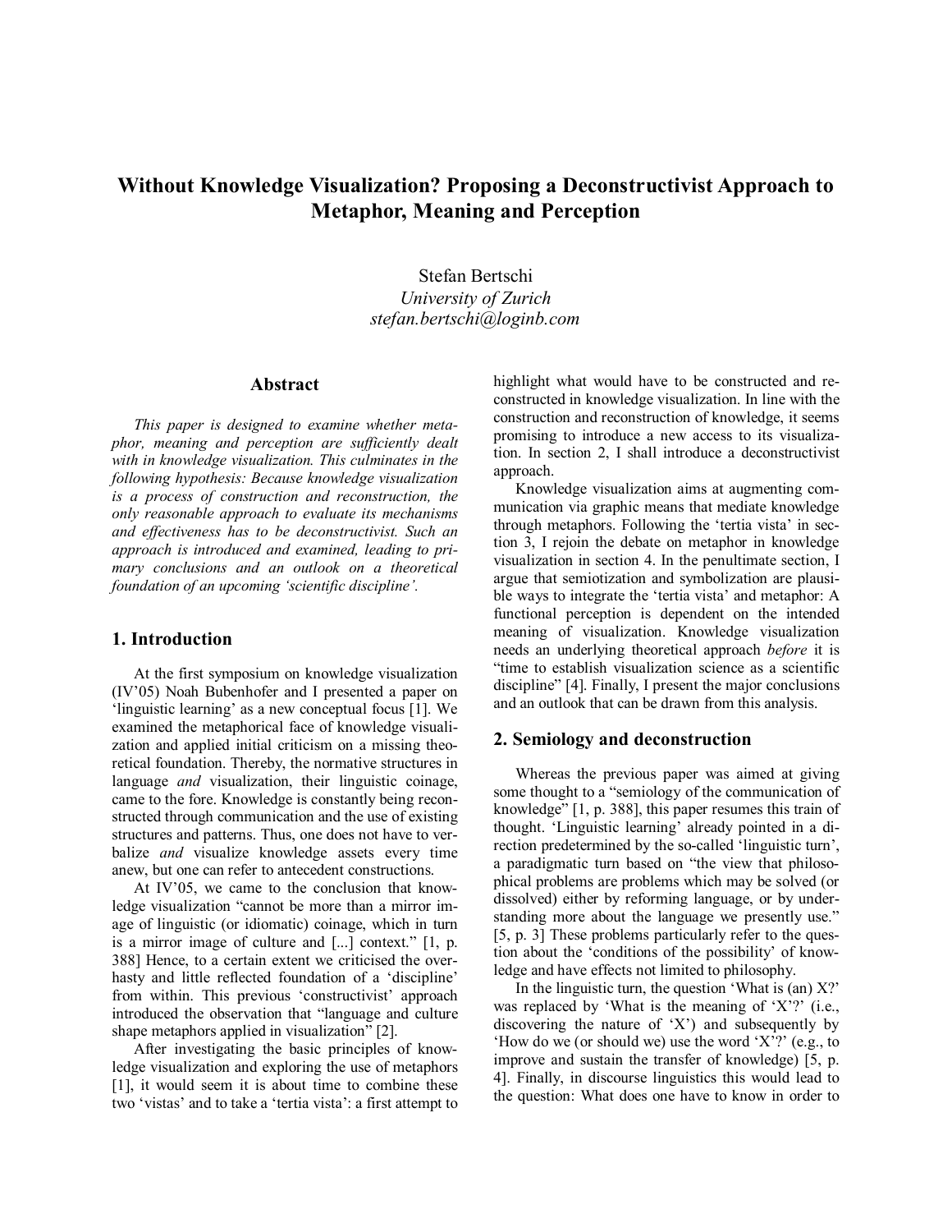# Without Knowledge Visualization? Proposing a Deconstructivist Approach to Metaphor, Meaning and Perception

Stefan Bertschi
*University of Zurich*
*stefan.bertschi@loginb.com*

## Abstract

*This paper is designed to examine whether metaphor, meaning and perception are sufficiently dealt with in knowledge visualization. This culminates in the following hypothesis: Because knowledge visualization is a process of construction and reconstruction, the only reasonable approach to evaluate its mechanisms and effectiveness has to be deconstructivist. Such an approach is introduced and examined, leading to primary conclusions and an outlook on a theoretical foundation of an upcoming 'scientific discipline'.*

## 1. Introduction

At the first symposium on knowledge visualization (IV'05) Noah Bubenhofer and I presented a paper on 'linguistic learning' as a new conceptual focus [1]. We examined the metaphorical face of knowledge visualization and applied initial criticism on a missing theoretical foundation. Thereby, the normative structures in language *and* visualization, their linguistic coinage, came to the fore. Knowledge is constantly being reconstructed through communication and the use of existing structures and patterns. Thus, one does not have to verbalize *and* visualize knowledge assets every time anew, but one can refer to antecedent constructions.

At IV'05, we came to the conclusion that knowledge visualization "cannot be more than a mirror image of linguistic (or idiomatic) coinage, which in turn is a mirror image of culture and [...] context." [1, p. 388] Hence, to a certain extent we criticised the overhasty and little reflected foundation of a 'discipline' from within. This previous 'constructivist' approach introduced the observation that "language and culture shape metaphors applied in visualization" [2].

After investigating the basic principles of knowledge visualization and exploring the use of metaphors [1], it would seem it is about time to combine these two 'vistas' and to take a 'tertia vista': a first attempt to highlight what would have to be constructed and reconstructed in knowledge visualization. In line with the construction and reconstruction of knowledge, it seems promising to introduce a new access to its visualization. In section 2, I shall introduce a deconstructivist approach.

Knowledge visualization aims at augmenting communication via graphic means that mediate knowledge through metaphors. Following the 'tertia vista' in section 3, I rejoin the debate on metaphor in knowledge visualization in section 4. In the penultimate section, I argue that semiotization and symbolization are plausible ways to integrate the 'tertia vista' and metaphor: A functional perception is dependent on the intended meaning of visualization. Knowledge visualization needs an underlying theoretical approach *before* it is "time to establish visualization science as a scientific discipline" [4]. Finally, I present the major conclusions and an outlook that can be drawn from this analysis.

## 2. Semiology and deconstruction

Whereas the previous paper was aimed at giving some thought to a "semiology of the communication of knowledge" [1, p. 388], this paper resumes this train of thought. 'Linguistic learning' already pointed in a direction predetermined by the so-called 'linguistic turn', a paradigmatic turn based on "the view that philosophical problems are problems which may be solved (or dissolved) either by reforming language, or by understanding more about the language we presently use." [5, p. 3] These problems particularly refer to the question about the 'conditions of the possibility' of knowledge and have effects not limited to philosophy.

In the linguistic turn, the question 'What is (an) X?' was replaced by 'What is the meaning of 'X'?' (i.e., discovering the nature of 'X') and subsequently by 'How do we (or should we) use the word 'X'?' (e.g., to improve and sustain the transfer of knowledge) [5, p. 4]. Finally, in discourse linguistics this would lead to the question: What does one have to know in order to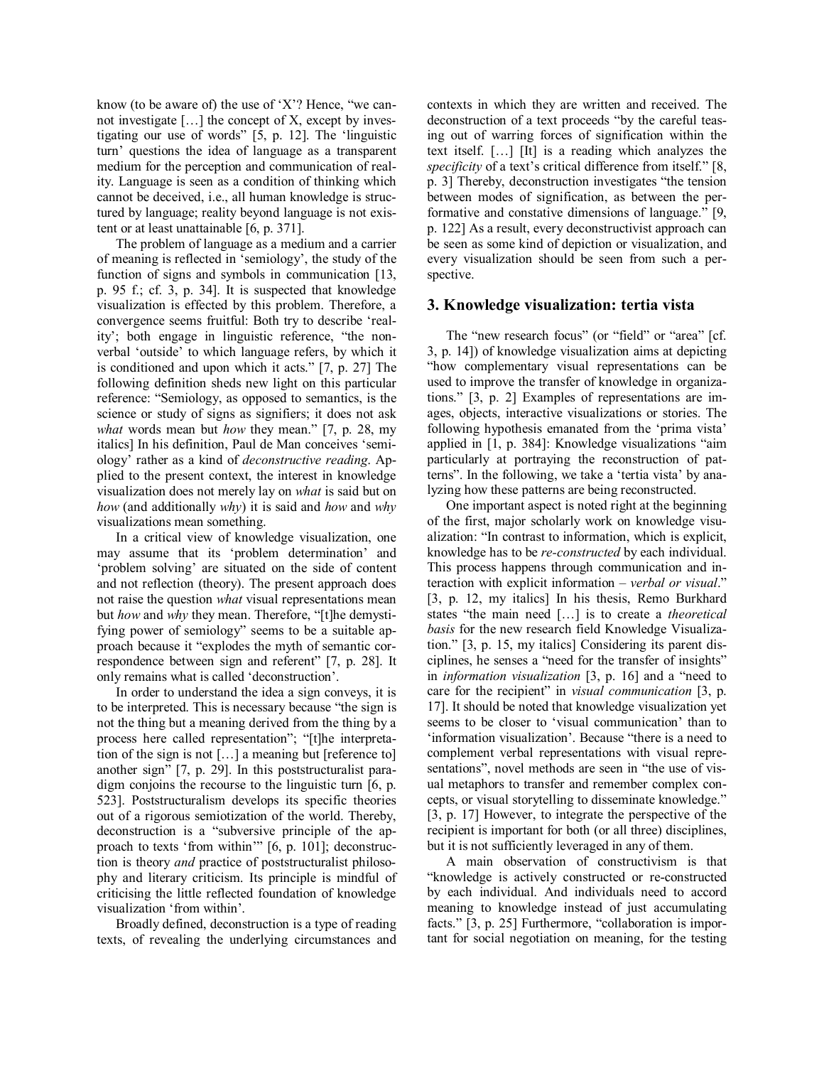know (to be aware of) the use of 'X'? Hence, "we cannot investigate […] the concept of X, except by investigating our use of words" [5, p. 12]. The 'linguistic turn' questions the idea of language as a transparent medium for the perception and communication of reality. Language is seen as a condition of thinking which cannot be deceived, i.e., all human knowledge is structured by language; reality beyond language is not existent or at least unattainable [6, p. 371].

The problem of language as a medium and a carrier of meaning is reflected in 'semiology', the study of the function of signs and symbols in communication [13, p. 95 f.; cf. 3, p. 34]. It is suspected that knowledge visualization is effected by this problem. Therefore, a convergence seems fruitful: Both try to describe 'reality'; both engage in linguistic reference, "the non-verbal 'outside' to which language refers, by which it is conditioned and upon which it acts." [7, p. 27] The following definition sheds new light on this particular reference: "Semiology, as opposed to semantics, is the science or study of signs as signifiers; it does not ask *what* words mean but *how* they mean." [7, p. 28, my italics] In his definition, Paul de Man conceives 'semiology' rather as a kind of *deconstructive reading*. Applied to the present context, the interest in knowledge visualization does not merely lay on *what* is said but on *how* (and additionally *why*) it is said and *how* and *why* visualizations mean something.

In a critical view of knowledge visualization, one may assume that its 'problem determination' and 'problem solving' are situated on the side of content and not reflection (theory). The present approach does not raise the question *what* visual representations mean but *how* and *why* they mean. Therefore, "[t]he demystifying power of semiology" seems to be a suitable approach because it "explodes the myth of semantic correspondence between sign and referent" [7, p. 28]. It only remains what is called 'deconstruction'.

In order to understand the idea a sign conveys, it is to be interpreted. This is necessary because "the sign is not the thing but a meaning derived from the thing by a process here called representation"; "[t]he interpretation of the sign is not […] a meaning but [reference to] another sign" [7, p. 29]. In this poststructuralist paradigm conjoins the recourse to the linguistic turn [6, p. 523]. Poststructuralism develops its specific theories out of a rigorous semiotization of the world. Thereby, deconstruction is a "subversive principle of the approach to texts 'from within'" [6, p. 101]; deconstruction is theory *and* practice of poststructuralist philosophy and literary criticism. Its principle is mindful of criticising the little reflected foundation of knowledge visualization 'from within'.

Broadly defined, deconstruction is a type of reading texts, of revealing the underlying circumstances and contexts in which they are written and received. The deconstruction of a text proceeds "by the careful teasing out of warring forces of signification within the text itself. […] [It] is a reading which analyzes the *specificity* of a text's critical difference from itself." [8, p. 3] Thereby, deconstruction investigates "the tension between modes of signification, as between the performative and constative dimensions of language." [9, p. 122] As a result, every deconstructivist approach can be seen as some kind of depiction or visualization, and every visualization should be seen from such a perspective.

## 3. Knowledge visualization: tertia vista

The "new research focus" (or "field" or "area" [cf. 3, p. 14]) of knowledge visualization aims at depicting "how complementary visual representations can be used to improve the transfer of knowledge in organizations." [3, p. 2] Examples of representations are images, objects, interactive visualizations or stories. The following hypothesis emanated from the 'prima vista' applied in [1, p. 384]: Knowledge visualizations "aim particularly at portraying the reconstruction of patterns". In the following, we take a 'tertia vista' by analyzing how these patterns are being reconstructed.

One important aspect is noted right at the beginning of the first, major scholarly work on knowledge visualization: "In contrast to information, which is explicit, knowledge has to be *re-constructed* by each individual. This process happens through communication and interaction with explicit information – *verbal or visual*." [3, p. 12, my italics] In his thesis, Remo Burkhard states "the main need […] is to create a *theoretical basis* for the new research field Knowledge Visualization." [3, p. 15, my italics] Considering its parent disciplines, he senses a "need for the transfer of insights" in *information visualization* [3, p. 16] and a "need to care for the recipient" in *visual communication* [3, p. 17]. It should be noted that knowledge visualization yet seems to be closer to 'visual communication' than to 'information visualization'. Because "there is a need to complement verbal representations with visual representations", novel methods are seen in "the use of visual metaphors to transfer and remember complex concepts, or visual storytelling to disseminate knowledge." [3, p. 17] However, to integrate the perspective of the recipient is important for both (or all three) disciplines, but it is not sufficiently leveraged in any of them.

A main observation of constructivism is that "knowledge is actively constructed or re-constructed by each individual. And individuals need to accord meaning to knowledge instead of just accumulating facts." [3, p. 25] Furthermore, "collaboration is important for social negotiation on meaning, for the testing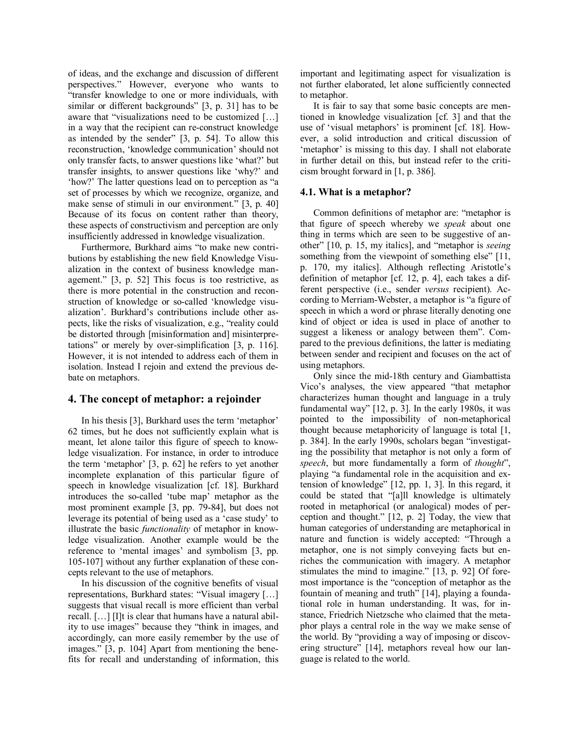of ideas, and the exchange and discussion of different perspectives." However, everyone who wants to "transfer knowledge to one or more individuals, with similar or different backgrounds" [3, p. 31] has to be aware that "visualizations need to be customized […] in a way that the recipient can re-construct knowledge as intended by the sender" [3, p. 54]. To allow this reconstruction, 'knowledge communication' should not only transfer facts, to answer questions like 'what?' but transfer insights, to answer questions like 'why?' and 'how?' The latter questions lead on to perception as "a set of processes by which we recognize, organize, and make sense of stimuli in our environment." [3, p. 40] Because of its focus on content rather than theory, these aspects of constructivism and perception are only insufficiently addressed in knowledge visualization.

Furthermore, Burkhard aims "to make new contributions by establishing the new field Knowledge Visualization in the context of business knowledge management." [3, p. 52] This focus is too restrictive, as there is more potential in the construction and reconstruction of knowledge or so-called 'knowledge visualization'. Burkhard's contributions include other aspects, like the risks of visualization, e.g., "reality could be distorted through [misinformation and] misinterpretations" or merely by over-simplification [3, p. 116]. However, it is not intended to address each of them in isolation. Instead I rejoin and extend the previous debate on metaphors.

## 4. The concept of metaphor: a rejoinder

In his thesis [3], Burkhard uses the term 'metaphor' 62 times, but he does not sufficiently explain what is meant, let alone tailor this figure of speech to knowledge visualization. For instance, in order to introduce the term 'metaphor' [3, p. 62] he refers to yet another incomplete explanation of this particular figure of speech in knowledge visualization [cf. 18]. Burkhard introduces the so-called 'tube map' metaphor as the most prominent example [3, pp. 79-84], but does not leverage its potential of being used as a 'case study' to illustrate the basic *functionality* of metaphor in knowledge visualization. Another example would be the reference to 'mental images' and symbolism [3, pp. 105-107] without any further explanation of these concepts relevant to the use of metaphors.

In his discussion of the cognitive benefits of visual representations, Burkhard states: "Visual imagery […] suggests that visual recall is more efficient than verbal recall. […] [I]t is clear that humans have a natural ability to use images" because they "think in images, and accordingly, can more easily remember by the use of images." [3, p. 104] Apart from mentioning the benefits for recall and understanding of information, this important and legitimating aspect for visualization is not further elaborated, let alone sufficiently connected to metaphor.

It is fair to say that some basic concepts are mentioned in knowledge visualization [cf. 3] and that the use of 'visual metaphors' is prominent [cf. 18]. However, a solid introduction and critical discussion of 'metaphor' is missing to this day. I shall not elaborate in further detail on this, but instead refer to the criticism brought forward in [1, p. 386].

### 4.1. What is a metaphor?

Common definitions of metaphor are: "metaphor is that figure of speech whereby we *speak* about one thing in terms which are seen to be suggestive of another" [10, p. 15, my italics], and "metaphor is *seeing* something from the viewpoint of something else" [11, p. 170, my italics]. Although reflecting Aristotle's definition of metaphor [cf. 12, p. 4], each takes a different perspective (i.e., sender *versus* recipient). According to Merriam-Webster, a metaphor is "a figure of speech in which a word or phrase literally denoting one kind of object or idea is used in place of another to suggest a likeness or analogy between them". Compared to the previous definitions, the latter is mediating between sender and recipient and focuses on the act of using metaphors.

Only since the mid-18th century and Giambattista Vico's analyses, the view appeared "that metaphor characterizes human thought and language in a truly fundamental way" [12, p. 3]. In the early 1980s, it was pointed to the impossibility of non-metaphorical thought because metaphoricity of language is total [1, p. 384]. In the early 1990s, scholars began "investigating the possibility that metaphor is not only a form of *speech*, but more fundamentally a form of *thought*", playing "a fundamental role in the acquisition and extension of knowledge" [12, pp. 1, 3]. In this regard, it could be stated that "[a]ll knowledge is ultimately rooted in metaphorical (or analogical) modes of perception and thought." [12, p. 2] Today, the view that human categories of understanding are metaphorical in nature and function is widely accepted: "Through a metaphor, one is not simply conveying facts but enriches the communication with imagery. A metaphor stimulates the mind to imagine." [13, p. 92] Of foremost importance is the "conception of metaphor as the fountain of meaning and truth" [14], playing a foundational role in human understanding. It was, for instance, Friedrich Nietzsche who claimed that the metaphor plays a central role in the way we make sense of the world. By "providing a way of imposing or discovering structure" [14], metaphors reveal how our language is related to the world.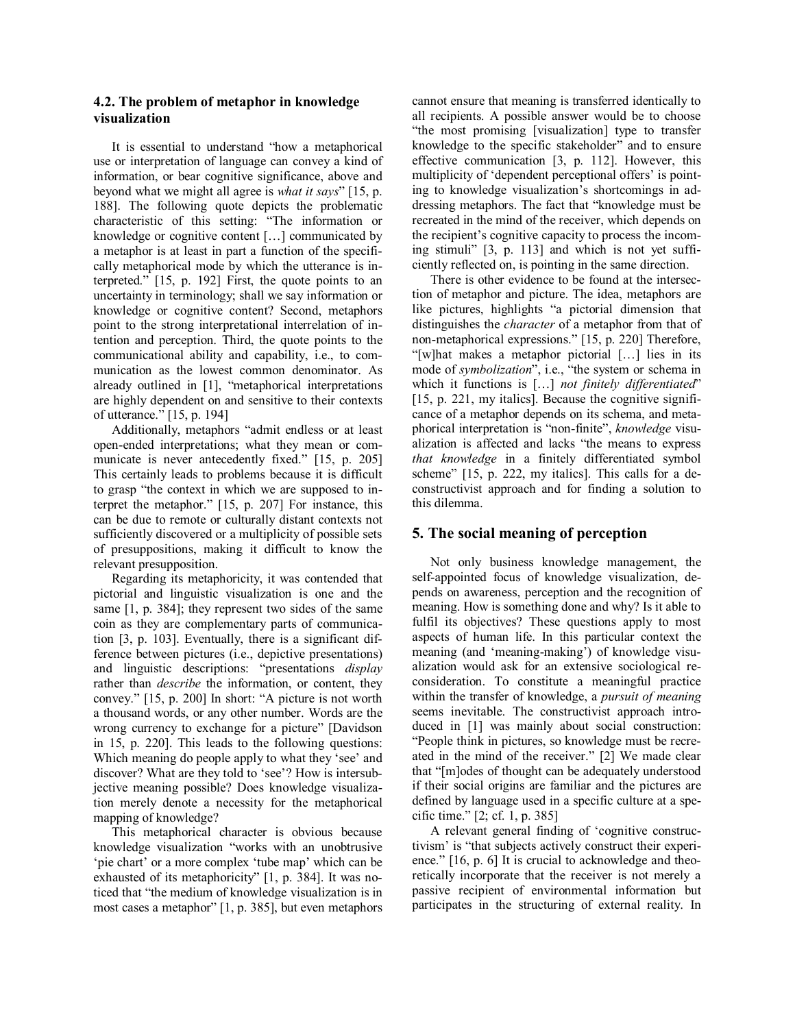### 4.2. The problem of metaphor in knowledge visualization

It is essential to understand "how a metaphorical use or interpretation of language can convey a kind of information, or bear cognitive significance, above and beyond what we might all agree is *what it says*" [15, p. 188]. The following quote depicts the problematic characteristic of this setting: "The information or knowledge or cognitive content […] communicated by a metaphor is at least in part a function of the specifically metaphorical mode by which the utterance is interpreted." [15, p. 192] First, the quote points to an uncertainty in terminology; shall we say information or knowledge or cognitive content? Second, metaphors point to the strong interpretational interrelation of intention and perception. Third, the quote points to the communicational ability and capability, i.e., to communication as the lowest common denominator. As already outlined in [1], "metaphorical interpretations are highly dependent on and sensitive to their contexts of utterance." [15, p. 194]

Additionally, metaphors "admit endless or at least open-ended interpretations; what they mean or communicate is never antecedently fixed." [15, p. 205] This certainly leads to problems because it is difficult to grasp "the context in which we are supposed to interpret the metaphor." [15, p. 207] For instance, this can be due to remote or culturally distant contexts not sufficiently discovered or a multiplicity of possible sets of presuppositions, making it difficult to know the relevant presupposition.

Regarding its metaphoricity, it was contended that pictorial and linguistic visualization is one and the same [1, p. 384]; they represent two sides of the same coin as they are complementary parts of communication [3, p. 103]. Eventually, there is a significant difference between pictures (i.e., depictive presentations) and linguistic descriptions: "presentations *display* rather than *describe* the information, or content, they convey." [15, p. 200] In short: "A picture is not worth a thousand words, or any other number. Words are the wrong currency to exchange for a picture" [Davidson in 15, p. 220]. This leads to the following questions: Which meaning do people apply to what they 'see' and discover? What are they told to 'see'? How is intersubjective meaning possible? Does knowledge visualization merely denote a necessity for the metaphorical mapping of knowledge?

This metaphorical character is obvious because knowledge visualization "works with an unobtrusive 'pie chart' or a more complex 'tube map' which can be exhausted of its metaphoricity" [1, p. 384]. It was noticed that "the medium of knowledge visualization is in most cases a metaphor" [1, p. 385], but even metaphors cannot ensure that meaning is transferred identically to all recipients. A possible answer would be to choose "the most promising [visualization] type to transfer knowledge to the specific stakeholder" and to ensure effective communication [3, p. 112]. However, this multiplicity of 'dependent perceptional offers' is pointing to knowledge visualization's shortcomings in addressing metaphors. The fact that "knowledge must be recreated in the mind of the receiver, which depends on the recipient's cognitive capacity to process the incoming stimuli" [3, p. 113] and which is not yet sufficiently reflected on, is pointing in the same direction.

There is other evidence to be found at the intersection of metaphor and picture. The idea, metaphors are like pictures, highlights "a pictorial dimension that distinguishes the *character* of a metaphor from that of non-metaphorical expressions." [15, p. 220] Therefore, "[w]hat makes a metaphor pictorial […] lies in its mode of *symbolization*", i.e., "the system or schema in which it functions is […] *not finitely differentiated*" [15, p. 221, my italics]. Because the cognitive significance of a metaphor depends on its schema, and metaphorical interpretation is "non-finite", *knowledge* visualization is affected and lacks "the means to express *that knowledge* in a finitely differentiated symbol scheme" [15, p. 222, my italics]. This calls for a deconstructivist approach and for finding a solution to this dilemma.

## 5. The social meaning of perception

Not only business knowledge management, the self-appointed focus of knowledge visualization, depends on awareness, perception and the recognition of meaning. How is something done and why? Is it able to fulfil its objectives? These questions apply to most aspects of human life. In this particular context the meaning (and 'meaning-making') of knowledge visualization would ask for an extensive sociological reconsideration. To constitute a meaningful practice within the transfer of knowledge, a *pursuit of meaning* seems inevitable. The constructivist approach introduced in [1] was mainly about social construction: "People think in pictures, so knowledge must be recreated in the mind of the receiver." [2] We made clear that "[m]odes of thought can be adequately understood if their social origins are familiar and the pictures are defined by language used in a specific culture at a specific time." [2; cf. 1, p. 385]

A relevant general finding of 'cognitive constructivism' is "that subjects actively construct their experience." [16, p. 6] It is crucial to acknowledge and theoretically incorporate that the receiver is not merely a passive recipient of environmental information but participates in the structuring of external reality. In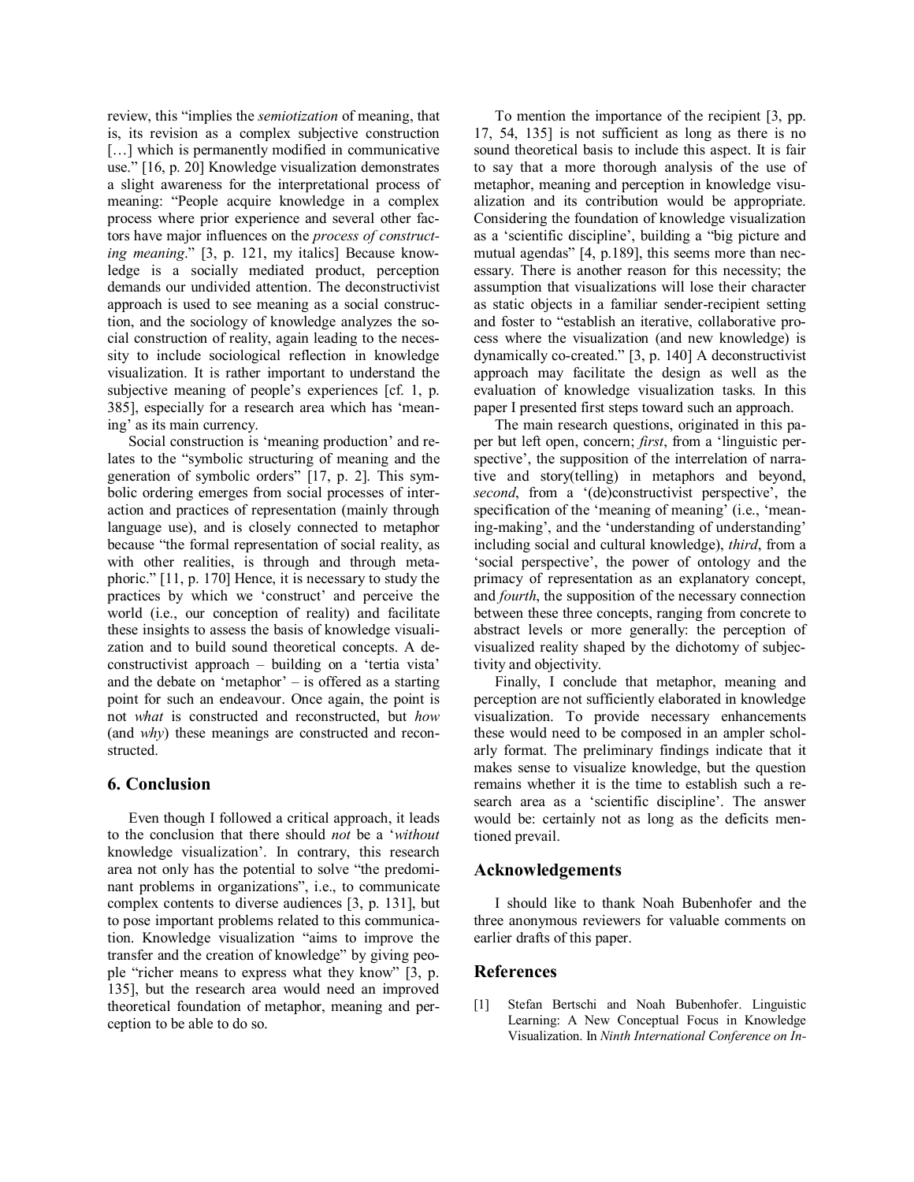review, this "implies the *semiotization* of meaning, that is, its revision as a complex subjective construction […] which is permanently modified in communicative use." [16, p. 20] Knowledge visualization demonstrates a slight awareness for the interpretational process of meaning: "People acquire knowledge in a complex process where prior experience and several other factors have major influences on the *process of constructing meaning*." [3, p. 121, my italics] Because knowledge is a socially mediated product, perception demands our undivided attention. The deconstructivist approach is used to see meaning as a social construction, and the sociology of knowledge analyzes the social construction of reality, again leading to the necessity to include sociological reflection in knowledge visualization. It is rather important to understand the subjective meaning of people's experiences [cf. 1, p. 385], especially for a research area which has 'meaning' as its main currency.

Social construction is 'meaning production' and relates to the "symbolic structuring of meaning and the generation of symbolic orders" [17, p. 2]. This symbolic ordering emerges from social processes of interaction and practices of representation (mainly through language use), and is closely connected to metaphor because "the formal representation of social reality, as with other realities, is through and through metaphoric." [11, p. 170] Hence, it is necessary to study the practices by which we 'construct' and perceive the world (i.e., our conception of reality) and facilitate these insights to assess the basis of knowledge visualization and to build sound theoretical concepts. A deconstructivist approach – building on a 'tertia vista' and the debate on 'metaphor' – is offered as a starting point for such an endeavour. Once again, the point is not *what* is constructed and reconstructed, but *how* (and *why*) these meanings are constructed and reconstructed.

## 6. Conclusion

Even though I followed a critical approach, it leads to the conclusion that there should *not* be a '*without* knowledge visualization'. In contrary, this research area not only has the potential to solve "the predominant problems in organizations", i.e., to communicate complex contents to diverse audiences [3, p. 131], but to pose important problems related to this communication. Knowledge visualization "aims to improve the transfer and the creation of knowledge" by giving people "richer means to express what they know" [3, p. 135], but the research area would need an improved theoretical foundation of metaphor, meaning and perception to be able to do so.

To mention the importance of the recipient [3, pp. 17, 54, 135] is not sufficient as long as there is no sound theoretical basis to include this aspect. It is fair to say that a more thorough analysis of the use of metaphor, meaning and perception in knowledge visualization and its contribution would be appropriate. Considering the foundation of knowledge visualization as a 'scientific discipline', building a "big picture and mutual agendas" [4, p.189], this seems more than necessary. There is another reason for this necessity; the assumption that visualizations will lose their character as static objects in a familiar sender-recipient setting and foster to "establish an iterative, collaborative process where the visualization (and new knowledge) is dynamically co-created." [3, p. 140] A deconstructivist approach may facilitate the design as well as the evaluation of knowledge visualization tasks. In this paper I presented first steps toward such an approach.

The main research questions, originated in this paper but left open, concern; *first*, from a 'linguistic perspective', the supposition of the interrelation of narrative and story(telling) in metaphors and beyond, *second*, from a '(de)constructivist perspective', the specification of the 'meaning of meaning' (i.e., 'meaning-making', and the 'understanding of understanding' including social and cultural knowledge), *third*, from a 'social perspective', the power of ontology and the primacy of representation as an explanatory concept, and *fourth*, the supposition of the necessary connection between these three concepts, ranging from concrete to abstract levels or more generally: the perception of visualized reality shaped by the dichotomy of subjectivity and objectivity.

Finally, I conclude that metaphor, meaning and perception are not sufficiently elaborated in knowledge visualization. To provide necessary enhancements these would need to be composed in an ampler scholarly format. The preliminary findings indicate that it makes sense to visualize knowledge, but the question remains whether it is the time to establish such a research area as a 'scientific discipline'. The answer would be: certainly not as long as the deficits mentioned prevail.

## Acknowledgements

I should like to thank Noah Bubenhofer and the three anonymous reviewers for valuable comments on earlier drafts of this paper.

## References

[1] Stefan Bertschi and Noah Bubenhofer. Linguistic Learning: A New Conceptual Focus in Knowledge Visualization. In *Ninth International Conference on In-*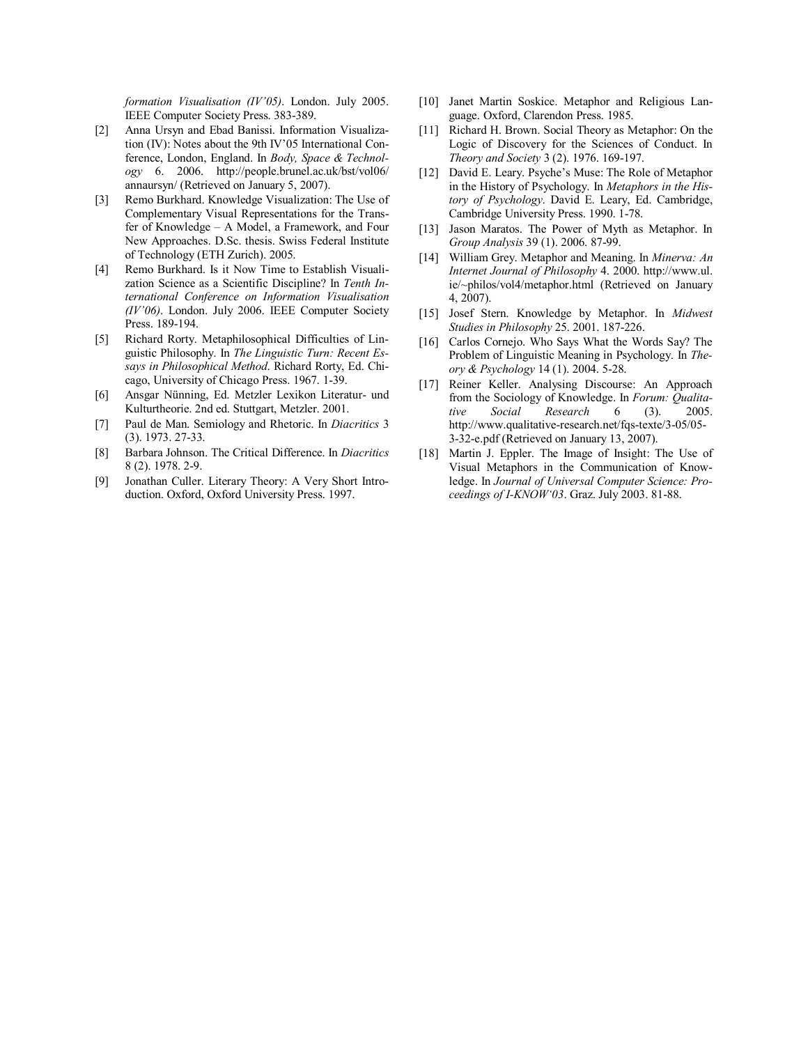*formation Visualisation (IV'05)*. London. July 2005. IEEE Computer Society Press. 383-389.

[2] Anna Ursyn and Ebad Banissi. Information Visualization (IV): Notes about the 9th IV'05 International Conference, London, England. In *Body, Space & Technology* 6. 2006. http://people.brunel.ac.uk/bst/vol06/annaursyn/ (Retrieved on January 5, 2007).

[3] Remo Burkhard. Knowledge Visualization: The Use of Complementary Visual Representations for the Transfer of Knowledge – A Model, a Framework, and Four New Approaches. D.Sc. thesis. Swiss Federal Institute of Technology (ETH Zurich). 2005.

[4] Remo Burkhard. Is it Now Time to Establish Visualization Science as a Scientific Discipline? In *Tenth International Conference on Information Visualisation (IV'06)*. London. July 2006. IEEE Computer Society Press. 189-194.

[5] Richard Rorty. Metaphilosophical Difficulties of Linguistic Philosophy. In *The Linguistic Turn: Recent Essays in Philosophical Method*. Richard Rorty, Ed. Chicago, University of Chicago Press. 1967. 1-39.

[6] Ansgar Nünning, Ed. Metzler Lexikon Literatur- und Kulturtheorie. 2nd ed. Stuttgart, Metzler. 2001.

[7] Paul de Man. Semiology and Rhetoric. In *Diacritics* 3 (3). 1973. 27-33.

[8] Barbara Johnson. The Critical Difference. In *Diacritics* 8 (2). 1978. 2-9.

[9] Jonathan Culler. Literary Theory: A Very Short Introduction. Oxford, Oxford University Press. 1997.

[10] Janet Martin Soskice. Metaphor and Religious Language. Oxford, Clarendon Press. 1985.

[11] Richard H. Brown. Social Theory as Metaphor: On the Logic of Discovery for the Sciences of Conduct. In *Theory and Society* 3 (2). 1976. 169-197.

[12] David E. Leary. Psyche's Muse: The Role of Metaphor in the History of Psychology. In *Metaphors in the History of Psychology*. David E. Leary, Ed. Cambridge, Cambridge University Press. 1990. 1-78.

[13] Jason Maratos. The Power of Myth as Metaphor. In *Group Analysis* 39 (1). 2006. 87-99.

[14] William Grey. Metaphor and Meaning. In *Minerva: An Internet Journal of Philosophy* 4. 2000. http://www.ul.ie/~philos/vol4/metaphor.html (Retrieved on January 4, 2007).

[15] Josef Stern. Knowledge by Metaphor. In *Midwest Studies in Philosophy* 25. 2001. 187-226.

[16] Carlos Cornejo. Who Says What the Words Say? The Problem of Linguistic Meaning in Psychology. In *Theory & Psychology* 14 (1). 2004. 5-28.

[17] Reiner Keller. Analysing Discourse: An Approach from the Sociology of Knowledge. In *Forum: Qualitative Social Research* 6 (3). 2005. http://www.qualitative-research.net/fqs-texte/3-05/05-3-32-e.pdf (Retrieved on January 13, 2007).

[18] Martin J. Eppler. The Image of Insight: The Use of Visual Metaphors in the Communication of Knowledge. In *Journal of Universal Computer Science: Proceedings of I-KNOW'03*. Graz. July 2003. 81-88.